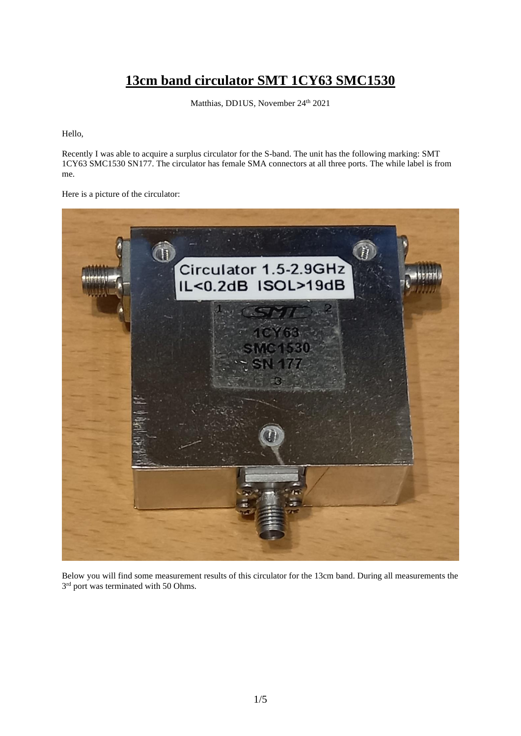# 13cm band circulator SMT 1CY63 SMC1530

Matthias, DD1US, November 24[th] 2021

Hello,

Recently I was able to acquire a surplus circulator for the S-band. The unit has the following marking: SMT 1CY63 SMC1530 SN177. The circulator has female SMA connectors at all three ports. The while label is from me.

Here is a picture of the circulator:

Below you will find some measurement results of this circulator for the 13cm band. During all measurements the 3[rd] port was terminated with 50 Ohms.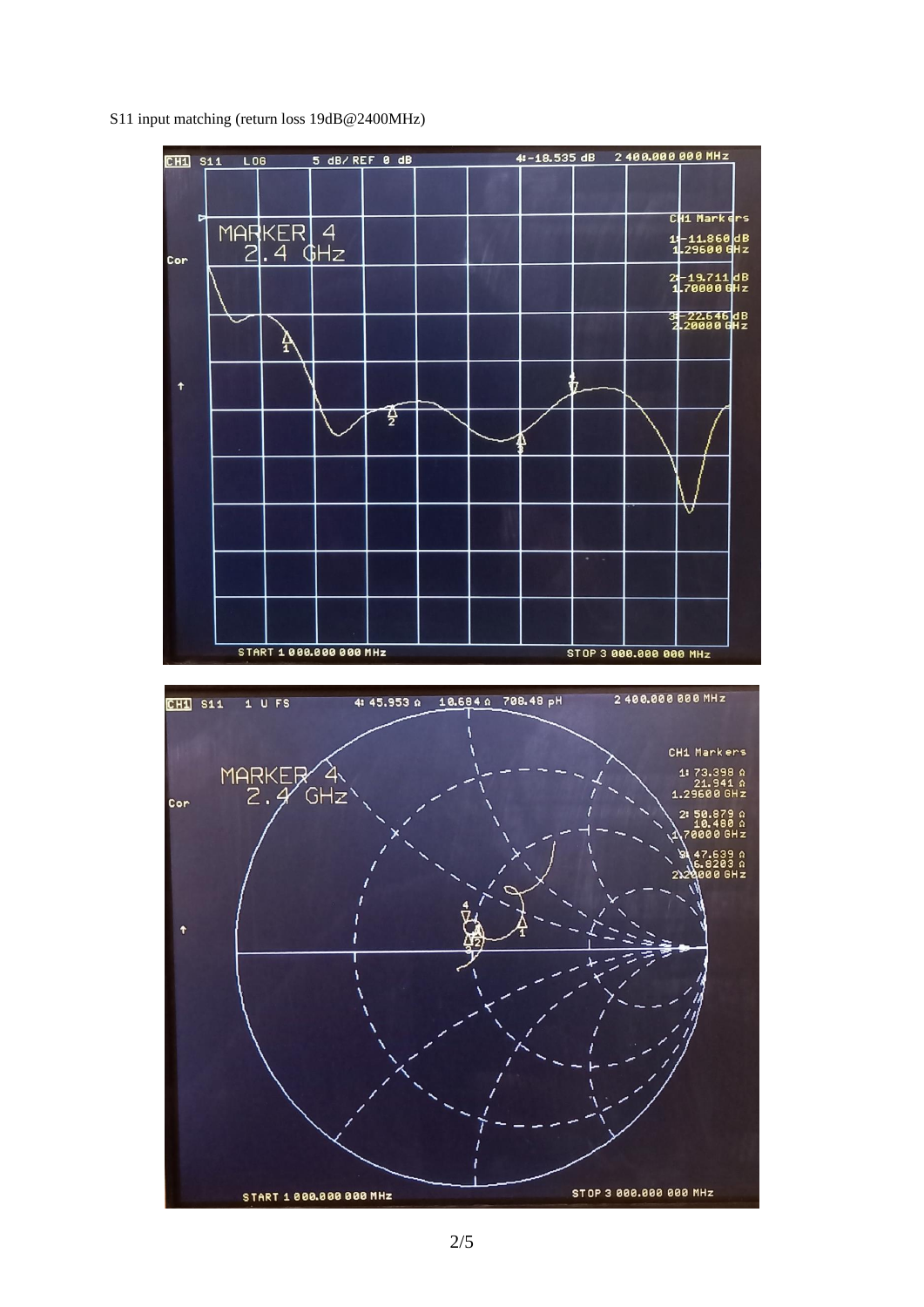S11 input matching (return loss 19dB@2400MHz)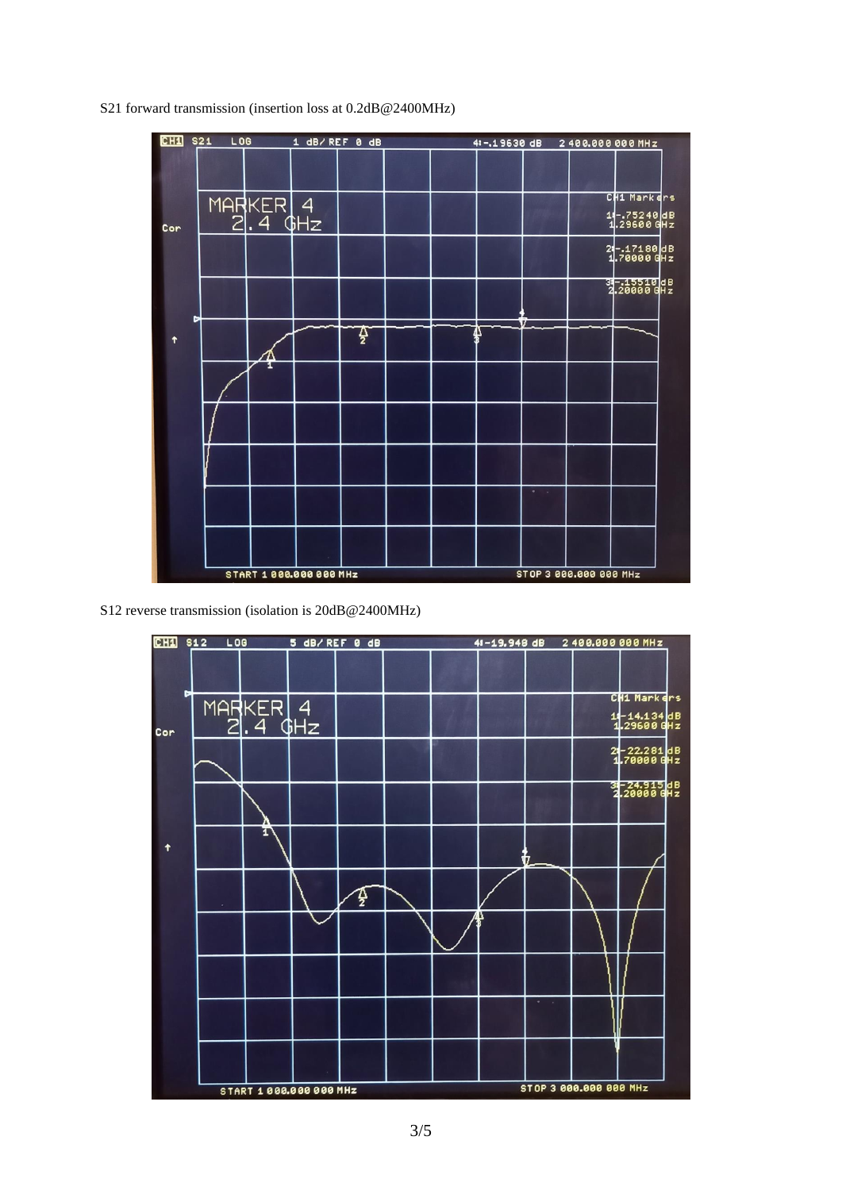S21 forward transmission (insertion loss at 0.2dB@2400MHz)

S12 reverse transmission (isolation is 20dB@2400MHz)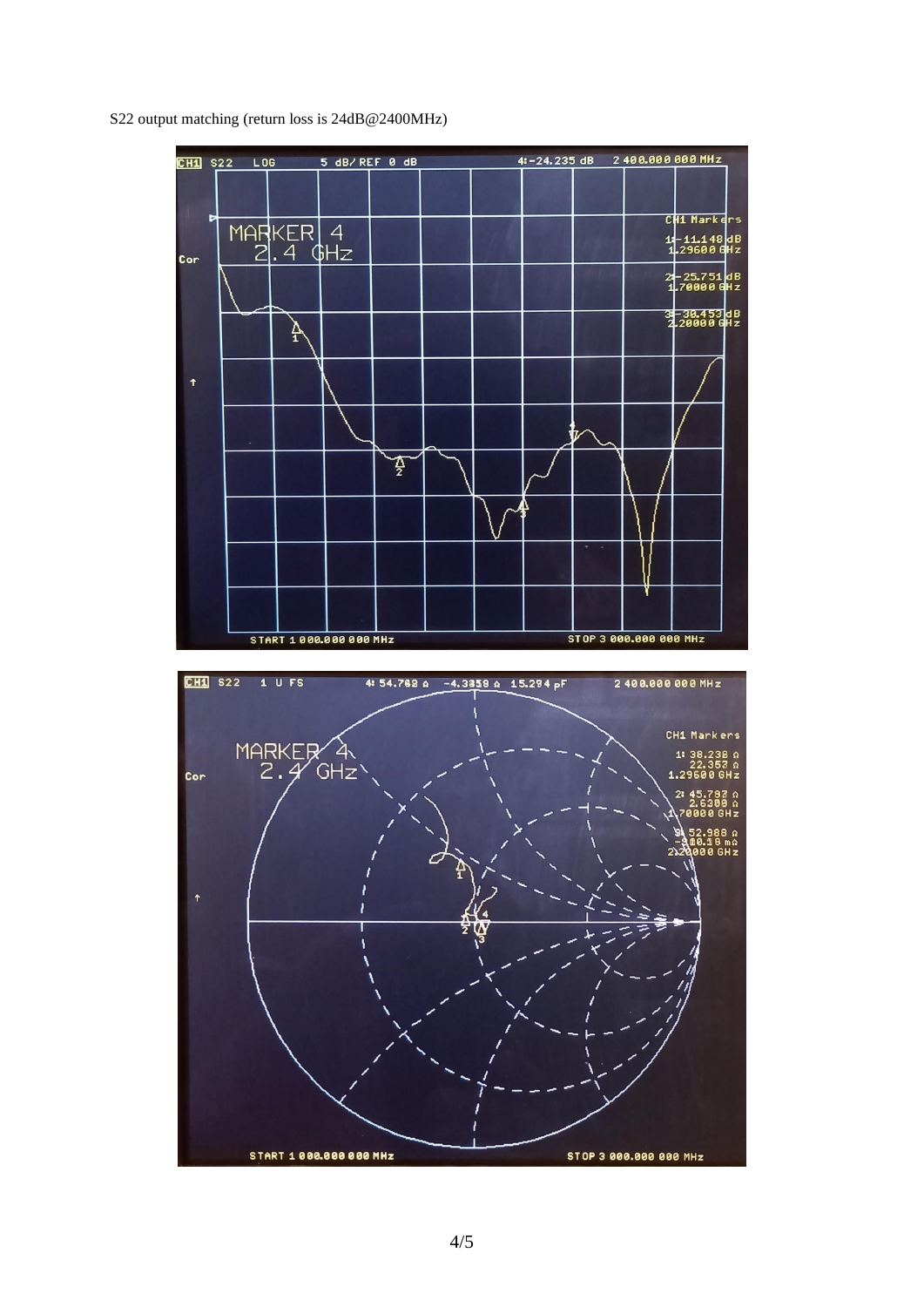S22 output matching (return loss is 24dB@2400MHz)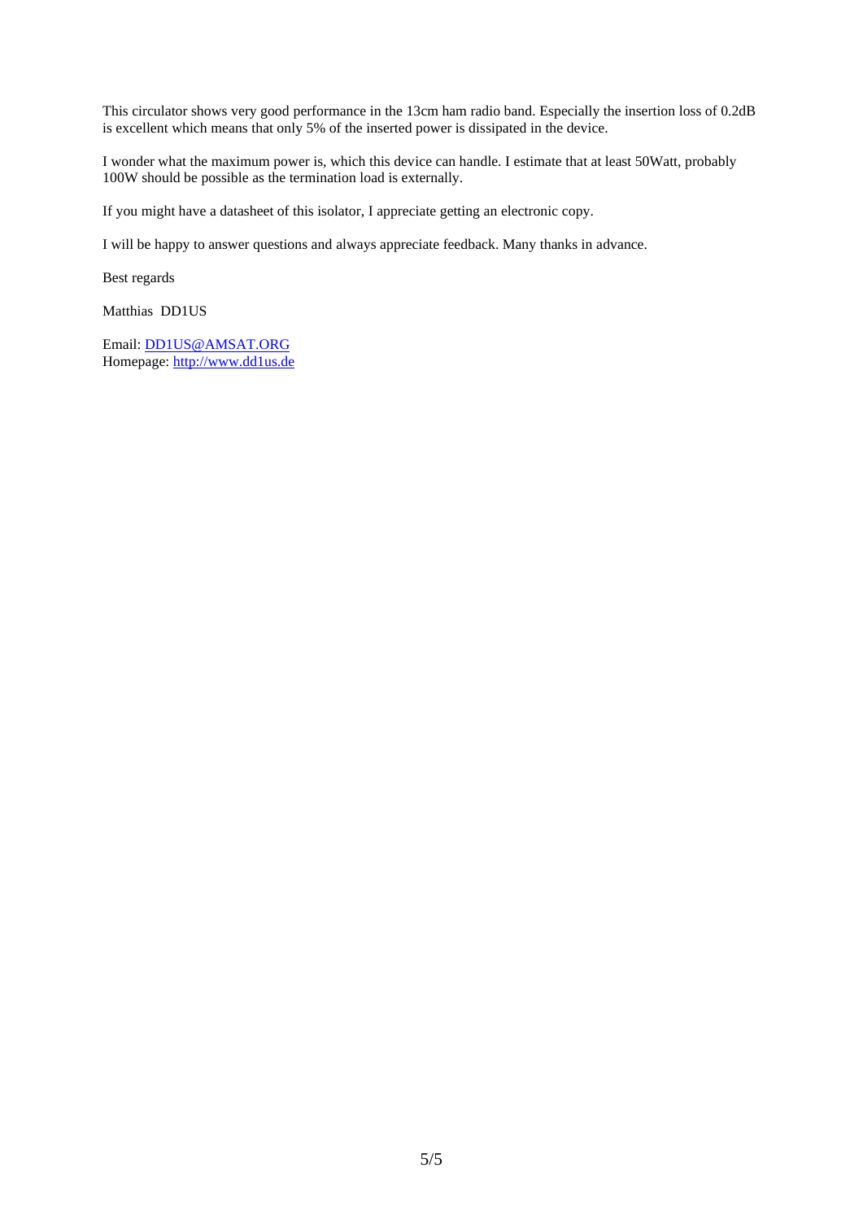This circulator shows very good performance in the 13cm ham radio band. Especially the insertion loss of 0.2dB is excellent which means that only 5% of the inserted power is dissipated in the device.

I wonder what the maximum power is, which this device can handle. I estimate that at least 50Watt, probably 100W should be possible as the termination load is externally.

If you might have a datasheet of this isolator, I appreciate getting an electronic copy.

I will be happy to answer questions and always appreciate feedback. Many thanks in advance.

Best regards

Matthias DD1US

Email: DD1US@AMSAT.ORG  
Homepage: http://www.dd1us.de